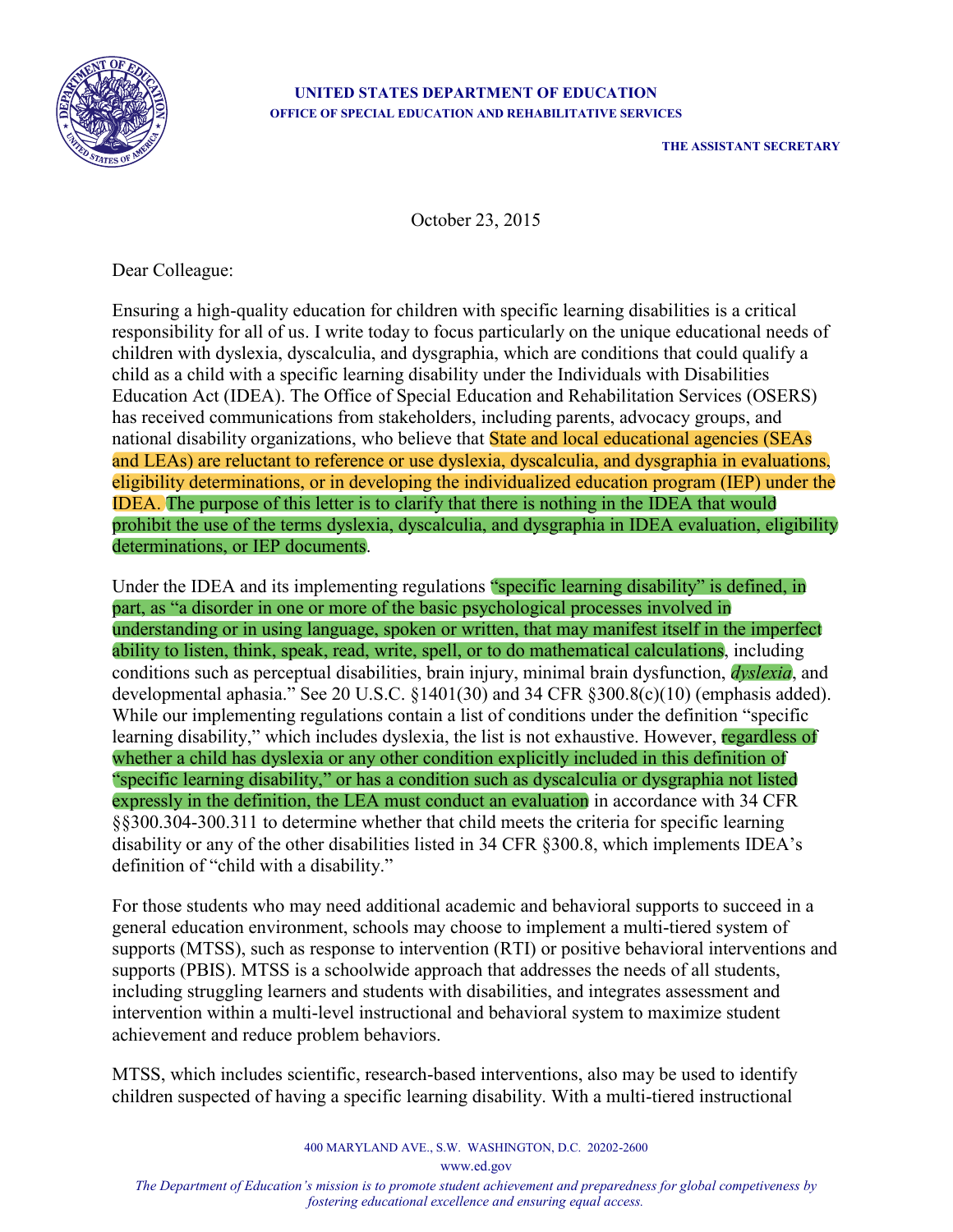UNITED STATES DEPARTMENT OF EDUCATION
OFFICE OF SPECIAL EDUCATION AND REHABILITATIVE SERVICES

THE ASSISTANT SECRETARY

October 23, 2015

Dear Colleague:

Ensuring a high-quality education for children with specific learning disabilities is a critical responsibility for all of us. I write today to focus particularly on the unique educational needs of children with dyslexia, dyscalculia, and dysgraphia, which are conditions that could qualify a child as a child with a specific learning disability under the Individuals with Disabilities Education Act (IDEA). The Office of Special Education and Rehabilitative Services (OSERS) has received communications from stakeholders, including parents, advocacy groups, and national disability organizations, who believe that State and local educational agencies (SEAs and LEAs) are reluctant to reference or use dyslexia, dyscalculia, and dysgraphia in evaluations, eligibility determinations, or in developing the individualized education program (IEP) under the IDEA. The purpose of this letter is to clarify that there is nothing in the IDEA that would prohibit the use of the terms dyslexia, dyscalculia, and dysgraphia in IDEA evaluation, eligibility determinations, or IEP documents.

Under the IDEA and its implementing regulations "specific learning disability" is defined, in part, as "a disorder in one or more of the basic psychological processes involved in understanding or in using language, spoken or written, that may manifest itself in the imperfect ability to listen, think, speak, read, write, spell, or to do mathematical calculations, including conditions such as perceptual disabilities, brain injury, minimal brain dysfunction, *dyslexia*, and developmental aphasia." See 20 U.S.C. §1401(30) and 34 CFR §300.8(c)(10) (emphasis added). While our implementing regulations contain a list of conditions under the definition "specific learning disability," which includes dyslexia, the list is not exhaustive. However, regardless of whether a child has dyslexia or any other condition explicitly included in this definition of "specific learning disability," or has a condition such as dyscalculia or dysgraphia not listed expressly in the definition, the LEA must conduct an evaluation in accordance with 34 CFR §§300.304-300.311 to determine whether that child meets the criteria for specific learning disability or any of the other disabilities listed in 34 CFR §300.8, which implements IDEA's definition of "child with a disability."

For those students who may need additional academic and behavioral supports to succeed in a general education environment, schools may choose to implement a multi-tiered system of supports (MTSS), such as response to intervention (RTI) or positive behavioral interventions and supports (PBIS). MTSS is a schoolwide approach that addresses the needs of all students, including struggling learners and students with disabilities, and integrates assessment and intervention within a multi-level instructional and behavioral system to maximize student achievement and reduce problem behaviors.

MTSS, which includes scientific, research-based interventions, also may be used to identify children suspected of having a specific learning disability. With a multi-tiered instructional

400 MARYLAND AVE., S.W. WASHINGTON, D.C. 20202-2600
www.ed.gov

*The Department of Education's mission is to promote student achievement and preparedness for global competiveness by fostering educational excellence and ensuring equal access.*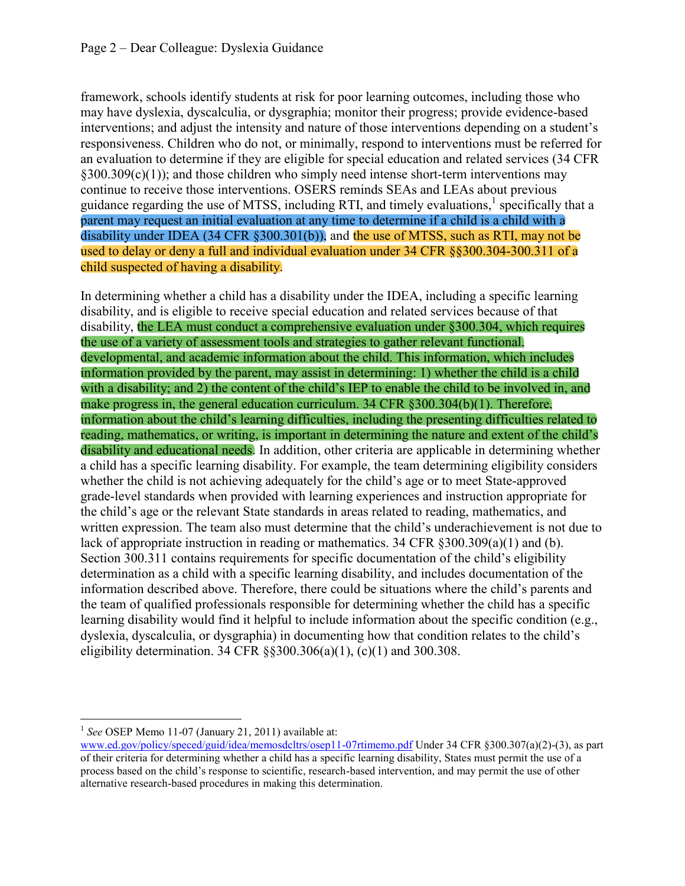framework, schools identify students at risk for poor learning outcomes, including those who may have dyslexia, dyscalculia, or dysgraphia; monitor their progress; provide evidence-based interventions; and adjust the intensity and nature of those interventions depending on a student's responsiveness. Children who do not, or minimally, respond to interventions must be referred for an evaluation to determine if they are eligible for special education and related services (34 CFR §300.309(c)(1)); and those children who simply need intense short-term interventions may continue to receive those interventions. OSERS reminds SEAs and LEAs about previous guidance regarding the use of MTSS, including RTI, and timely evaluations,[1] specifically that a parent may request an initial evaluation at any time to determine if a child is a child with a disability under IDEA (34 CFR §300.301(b)), and the use of MTSS, such as RTI, may not be used to delay or deny a full and individual evaluation under 34 CFR §§300.304-300.311 of a child suspected of having a disability.

In determining whether a child has a disability under the IDEA, including a specific learning disability, and is eligible to receive special education and related services because of that disability, the LEA must conduct a comprehensive evaluation under §300.304, which requires the use of a variety of assessment tools and strategies to gather relevant functional, developmental, and academic information about the child. This information, which includes information provided by the parent, may assist in determining: 1) whether the child is a child with a disability; and 2) the content of the child's IEP to enable the child to be involved in, and make progress in, the general education curriculum. 34 CFR §300.304(b)(1). Therefore, information about the child's learning difficulties, including the presenting difficulties related to reading, mathematics, or writing, is important in determining the nature and extent of the child's disability and educational needs. In addition, other criteria are applicable in determining whether a child has a specific learning disability. For example, the team determining eligibility considers whether the child is not achieving adequately for the child's age or to meet State-approved grade-level standards when provided with learning experiences and instruction appropriate for the child's age or the relevant State standards in areas related to reading, mathematics, and written expression. The team also must determine that the child's underachievement is not due to lack of appropriate instruction in reading or mathematics. 34 CFR §300.309(a)(1) and (b). Section 300.311 contains requirements for specific documentation of the child's eligibility determination as a child with a specific learning disability, and includes documentation of the information described above. Therefore, there could be situations where the child's parents and the team of qualified professionals responsible for determining whether the child has a specific learning disability would find it helpful to include information about the specific condition (e.g., dyslexia, dyscalculia, or dysgraphia) in documenting how that condition relates to the child's eligibility determination. 34 CFR §§300.306(a)(1), (c)(1) and 300.308.

---

[1] *See* OSEP Memo 11-07 (January 21, 2011) available at: www.ed.gov/policy/speced/guid/idea/memosdcltrs/osep11-07rtimemo.pdf Under 34 CFR §300.307(a)(2)-(3), as part of their criteria for determining whether a child has a specific learning disability, States must permit the use of a process based on the child's response to scientific, research-based intervention, and may permit the use of other alternative research-based procedures in making this determination.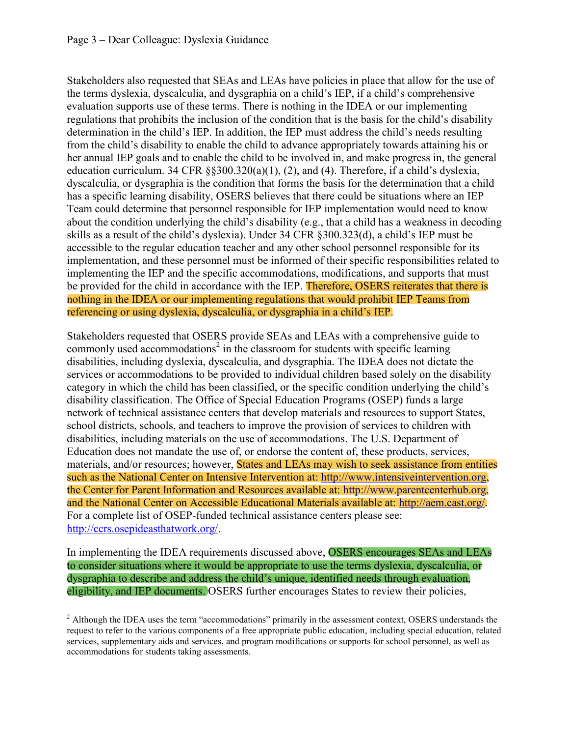Stakeholders also requested that SEAs and LEAs have policies in place that allow for the use of the terms dyslexia, dyscalculia, and dysgraphia on a child's IEP, if a child's comprehensive evaluation supports use of these terms. There is nothing in the IDEA or our implementing regulations that prohibits the inclusion of the condition that is the basis for the child's disability determination in the child's IEP. In addition, the IEP must address the child's needs resulting from the child's disability to enable the child to advance appropriately towards attaining his or her annual IEP goals and to enable the child to be involved in, and make progress in, the general education curriculum. 34 CFR §§300.320(a)(1), (2), and (4). Therefore, if a child's dyslexia, dyscalculia, or dysgraphia is the condition that forms the basis for the determination that a child has a specific learning disability, OSERS believes that there could be situations where an IEP Team could determine that personnel responsible for IEP implementation would need to know about the condition underlying the child's disability (e.g., that a child has a weakness in decoding skills as a result of the child's dyslexia). Under 34 CFR §300.323(d), a child's IEP must be accessible to the regular education teacher and any other school personnel responsible for its implementation, and these personnel must be informed of their specific responsibilities related to implementing the IEP and the specific accommodations, modifications, and supports that must be provided for the child in accordance with the IEP. Therefore, OSERS reiterates that there is nothing in the IDEA or our implementing regulations that would prohibit IEP Teams from referencing or using dyslexia, dyscalculia, or dysgraphia in a child's IEP.

Stakeholders requested that OSERS provide SEAs and LEAs with a comprehensive guide to commonly used accommodations[2] in the classroom for students with specific learning disabilities, including dyslexia, dyscalculia, and dysgraphia. The IDEA does not dictate the services or accommodations to be provided to individual children based solely on the disability category in which the child has been classified, or the specific condition underlying the child's disability classification. The Office of Special Education Programs (OSEP) funds a large network of technical assistance centers that develop materials and resources to support States, school districts, schools, and teachers to improve the provision of services to children with disabilities, including materials on the use of accommodations. The U.S. Department of Education does not mandate the use of, or endorse the content of, these products, services, materials, and/or resources; however, States and LEAs may wish to seek assistance from entities such as the National Center on Intensive Intervention at: http://www.intensiveintervention.org, the Center for Parent Information and Resources available at: http://www.parentcenterhub.org, and the National Center on Accessible Educational Materials available at: http://aem.cast.org/. For a complete list of OSEP-funded technical assistance centers please see: http://ccrs.osepideasthatwork.org/.

In implementing the IDEA requirements discussed above, OSERS encourages SEAs and LEAs to consider situations where it would be appropriate to use the terms dyslexia, dyscalculia, or dysgraphia to describe and address the child's unique, identified needs through evaluation, eligibility, and IEP documents. OSERS further encourages States to review their policies,

[2] Although the IDEA uses the term "accommodations" primarily in the assessment context, OSERS understands the request to refer to the various components of a free appropriate public education, including special education, related services, supplementary aids and services, and program modifications or supports for school personnel, as well as accommodations for students taking assessments.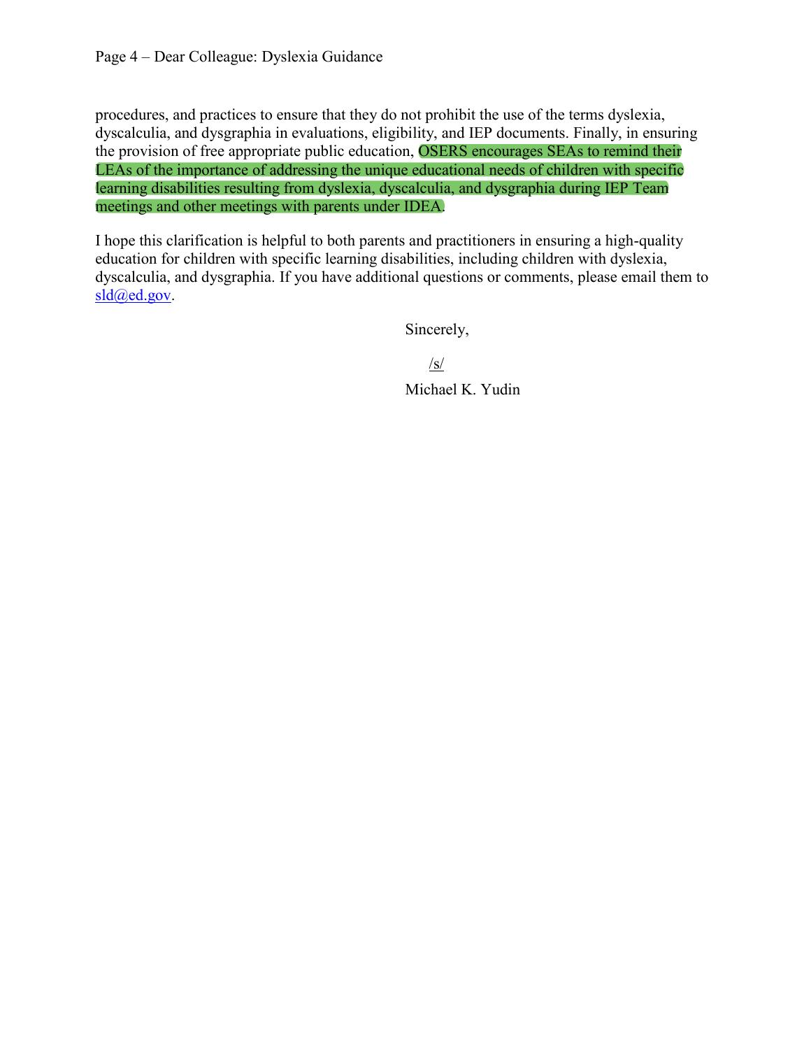procedures, and practices to ensure that they do not prohibit the use of the terms dyslexia, dyscalculia, and dysgraphia in evaluations, eligibility, and IEP documents. Finally, in ensuring the provision of free appropriate public education, OSERS encourages SEAs to remind their LEAs of the importance of addressing the unique educational needs of children with specific learning disabilities resulting from dyslexia, dyscalculia, and dysgraphia during IEP Team meetings and other meetings with parents under IDEA.

I hope this clarification is helpful to both parents and practitioners in ensuring a high-quality education for children with specific learning disabilities, including children with dyslexia, dyscalculia, and dysgraphia. If you have additional questions or comments, please email them to sld@ed.gov.

Sincerely,

/s/

Michael K. Yudin